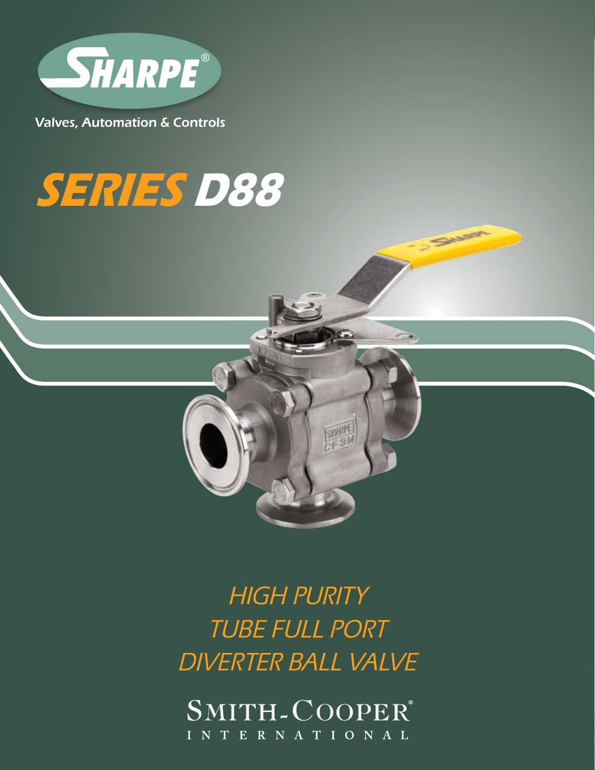SHARPE®

Valves, Automation & Controls

# SERIES D88

## HIGH PURITY
## TUBE FULL PORT
## DIVERTER BALL VALVE

SMITH-COOPER® INTERNATIONAL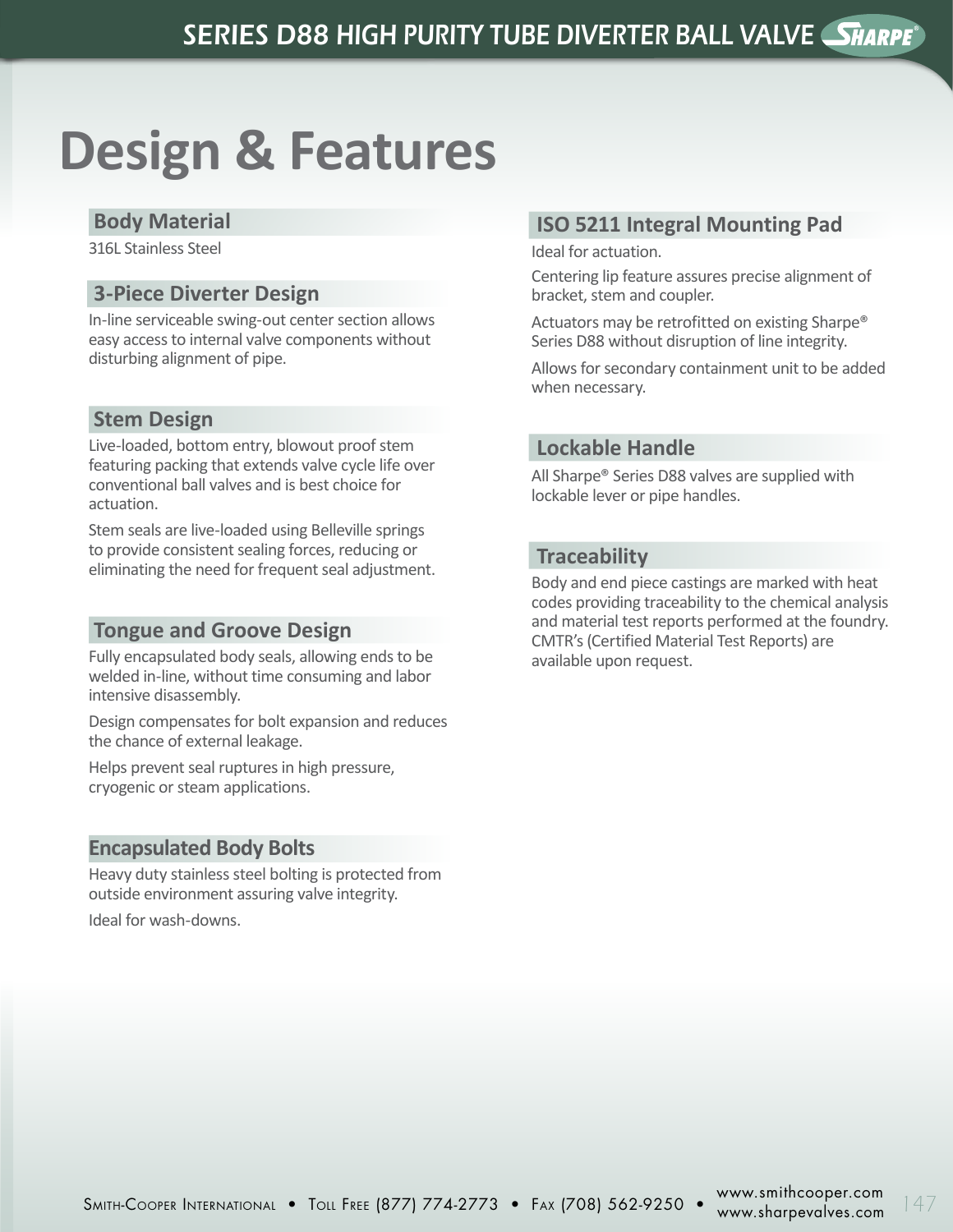# Design & Features

## Body Material

316L Stainless Steel

## 3-Piece Diverter Design

In-line serviceable swing-out center section allows easy access to internal valve components without disturbing alignment of pipe.

## Stem Design

Live-loaded, bottom entry, blowout proof stem featuring packing that extends valve cycle life over conventional ball valves and is best choice for actuation.

Stem seals are live-loaded using Belleville springs to provide consistent sealing forces, reducing or eliminating the need for frequent seal adjustment.

## Tongue and Groove Design

Fully encapsulated body seals, allowing ends to be welded in-line, without time consuming and labor intensive disassembly.

Design compensates for bolt expansion and reduces the chance of external leakage.

Helps prevent seal ruptures in high pressure, cryogenic or steam applications.

## Encapsulated Body Bolts

Heavy duty stainless steel bolting is protected from outside environment assuring valve integrity.

Ideal for wash-downs.

## ISO 5211 Integral Mounting Pad

Ideal for actuation.

Centering lip feature assures precise alignment of bracket, stem and coupler.

Actuators may be retrofitted on existing Sharpe® Series D88 without disruption of line integrity.

Allows for secondary containment unit to be added when necessary.

## Lockable Handle

All Sharpe® Series D88 valves are supplied with lockable lever or pipe handles.

## Traceability

Body and end piece castings are marked with heat codes providing traceability to the chemical analysis and material test reports performed at the foundry. CMTR's (Certified Material Test Reports) are available upon request.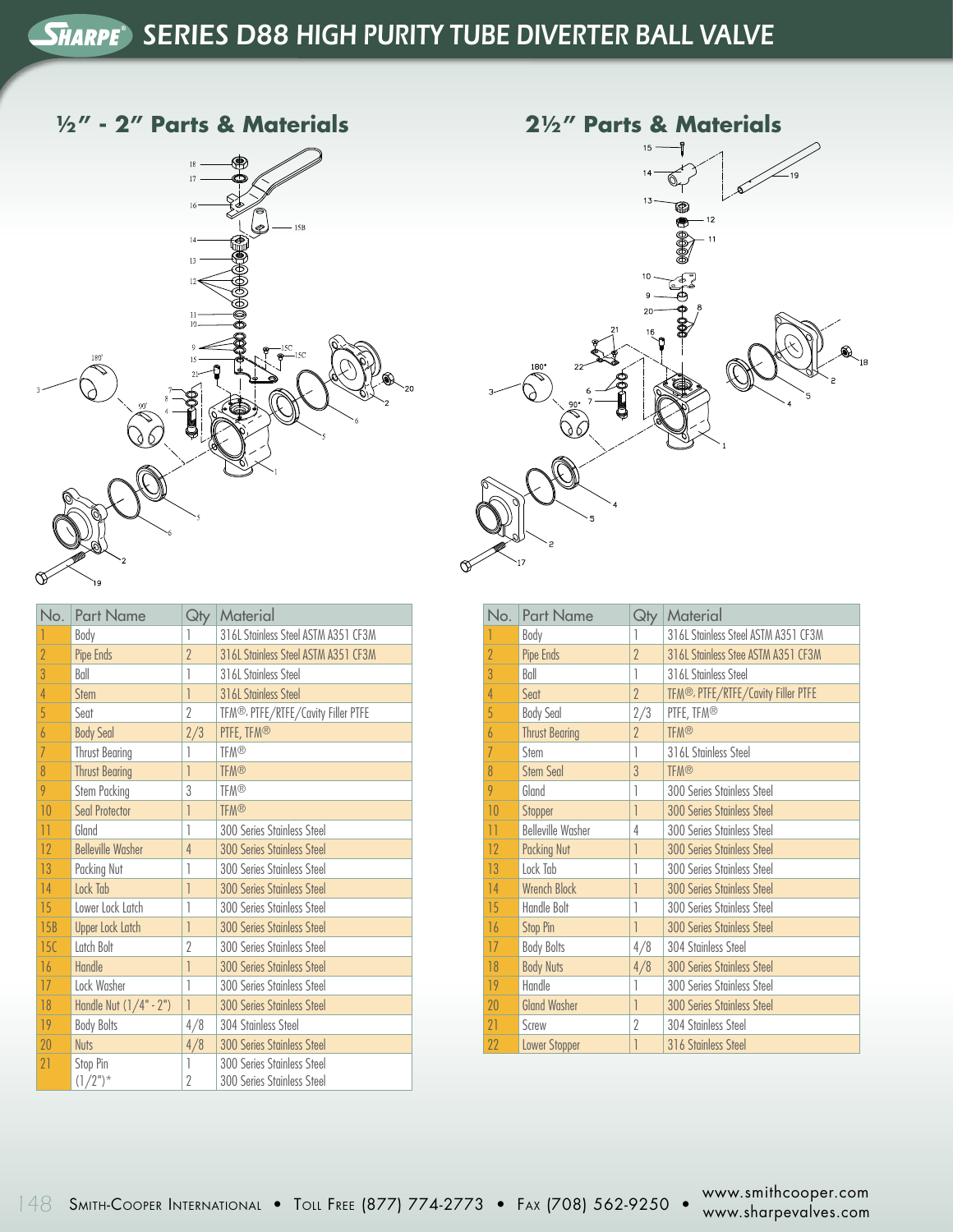# SHARPE® SERIES D88 HIGH PURITY TUBE DIVERTER BALL VALVE

## ½" - 2" Parts & Materials

| No. | Part Name | Qty | Material |
|---|---|---|---|
| 1 | Body | 1 | 316L Stainless Steel ASTM A351 CF3M |
| 2 | Pipe Ends | 2 | 316L Stainless Steel ASTM A351 CF3M |
| 3 | Ball | 1 | 316L Stainless Steel |
| 4 | Stem | 1 | 316L Stainless Steel |
| 5 | Seat | 2 | TFM®, PTFE/RTFE/Cavity Filler PTFE |
| 6 | Body Seal | 2/3 | PTFE, TFM® |
| 7 | Thrust Bearing | 1 | TFM® |
| 8 | Thrust Bearing | 1 | TFM® |
| 9 | Stem Packing | 3 | TFM® |
| 10 | Seal Protector | 1 | TFM® |
| 11 | Gland | 1 | 300 Series Stainless Steel |
| 12 | Belleville Washer | 4 | 300 Series Stainless Steel |
| 13 | Packing Nut | 1 | 300 Series Stainless Steel |
| 14 | Lock Tab | 1 | 300 Series Stainless Steel |
| 15 | Lower Lock Latch | 1 | 300 Series Stainless Steel |
| 15B | Upper Lock Latch | 1 | 300 Series Stainless Steel |
| 15C | Latch Bolt | 2 | 300 Series Stainless Steel |
| 16 | Handle | 1 | 300 Series Stainless Steel |
| 17 | Lock Washer | 1 | 300 Series Stainless Steel |
| 18 | Handle Nut (1/4" - 2") | 1 | 300 Series Stainless Steel |
| 19 | Body Bolts | 4/8 | 304 Stainless Steel |
| 20 | Nuts | 4/8 | 300 Series Stainless Steel |
| 21 | Stop Pin (1/2")* | 1 2 | 300 Series Stainless Steel 300 Series Stainless Steel |

## 2½" Parts & Materials

| No. | Part Name | Qty | Material |
|---|---|---|---|
| 1 | Body | 1 | 316L Stainless Steel ASTM A351 CF3M |
| 2 | Pipe Ends | 2 | 316L Stainless Stee ASTM A351 CF3M |
| 3 | Ball | 1 | 316L Stainless Steel |
| 4 | Seat | 2 | TFM®, PTFE/RTFE/Cavity Filler PTFE |
| 5 | Body Seal | 2/3 | PTFE, TFM® |
| 6 | Thrust Bearing | 2 | TFM® |
| 7 | Stem | 1 | 316L Stainless Steel |
| 8 | Stem Seal | 3 | TFM® |
| 9 | Gland | 1 | 300 Series Stainless Steel |
| 10 | Stopper | 1 | 300 Series Stainless Steel |
| 11 | Belleville Washer | 4 | 300 Series Stainless Steel |
| 12 | Packing Nut | 1 | 300 Series Stainless Steel |
| 13 | Lock Tab | 1 | 300 Series Stainless Steel |
| 14 | Wrench Block | 1 | 300 Series Stainless Steel |
| 15 | Handle Bolt | 1 | 300 Series Stainless Steel |
| 16 | Stop Pin | 1 | 300 Series Stainless Steel |
| 17 | Body Bolts | 4/8 | 304 Stainless Steel |
| 18 | Body Nuts | 4/8 | 300 Series Stainless Steel |
| 19 | Handle | 1 | 300 Series Stainless Steel |
| 20 | Gland Washer | 1 | 300 Series Stainless Steel |
| 21 | Screw | 2 | 304 Stainless Steel |
| 22 | Lower Stopper | 1 | 316 Stainless Steel |

Smith-Cooper International • Toll Free (877) 774-2773 • Fax (708) 562-9250 • www.smithcooper.com www.sharpevalves.com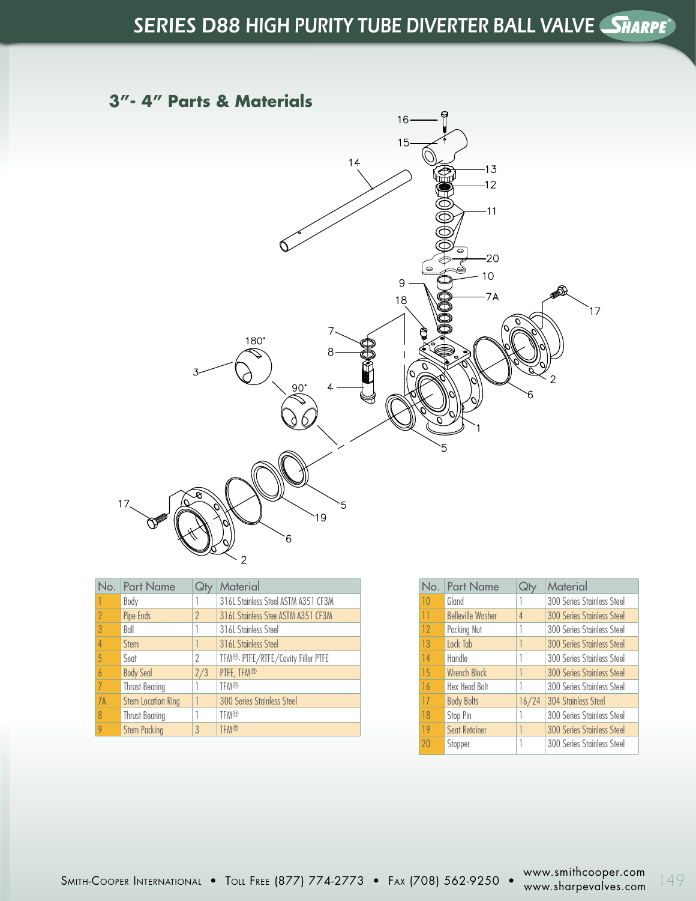# SERIES D88 HIGH PURITY TUBE DIVERTER BALL VALVE

## 3"- 4" Parts & Materials

| No. | Part Name | Qty | Material |
|---|---|---|---|
| 1 | Body | 1 | 316L Stainless Steel ASTM A351 CF3M |
| 2 | Pipe Ends | 2 | 316L Stainless Stee ASTM A351 CF3M |
| 3 | Ball | 1 | 316L Stainless Steel |
| 4 | Stem | 1 | 316L Stainless Steel |
| 5 | Seat | 2 | TFM®, PTFE/RTFE/Cavity Filler PTFE |
| 6 | Body Seal | 2/3 | PTFE, TFM® |
| 7 | Thrust Bearing | 1 | TFM® |
| 7A | Stem Location Ring | 1 | 300 Series Stainless Steel |
| 8 | Thrust Bearing | 1 | TFM® |
| 9 | Stem Packing | 3 | TFM® |

| No. | Part Name | Qty | Material |
|---|---|---|---|
| 10 | Gland | 1 | 300 Series Stainless Steel |
| 11 | Belleville Washer | 4 | 300 Series Stainless Steel |
| 12 | Packing Nut | 1 | 300 Series Stainless Steel |
| 13 | Lock Tab | 1 | 300 Series Stainless Steel |
| 14 | Handle | 1 | 300 Series Stainless Steel |
| 15 | Wrench Block | 1 | 300 Series Stainless Steel |
| 16 | Hex Head Bolt | 1 | 300 Series Stainless Steel |
| 17 | Body Bolts | 16/24 | 304 Stainless Steel |
| 18 | Stop Pin | 1 | 300 Series Stainless Steel |
| 19 | Seat Retainer | 1 | 300 Series Stainless Steel |
| 20 | Stopper | 1 | 300 Series Stainless Steel |

Smith-Cooper International • Toll Free (877) 774-2773 • Fax (708) 562-9250 • www.smithcooper.com www.sharpevalves.com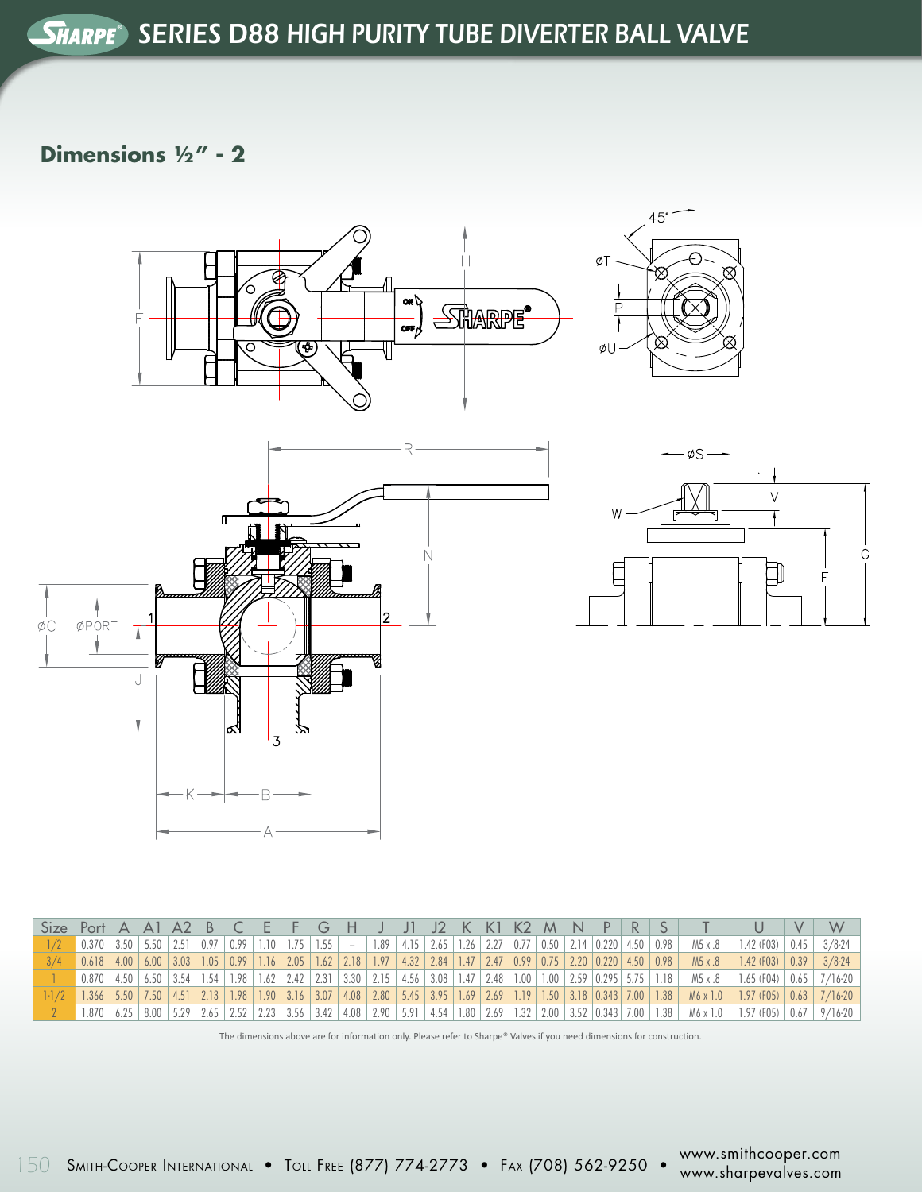# SERIES D88 HIGH PURITY TUBE DIVERTER BALL VALVE

## Dimensions ½" - 2

| Size | Port | A | A1 | A2 | B | C | E | F | G | H | J | J1 | J2 | K | K1 | K2 | M | N | P | R | S | T | U | V | W |
|---|---|---|---|---|---|---|---|---|---|---|---|---|---|---|---|---|---|---|---|---|---|---|---|---|---|
| 1/2 | 0.370 | 3.50 | 5.50 | 2.51 | 0.97 | 0.99 | 1.10 | 1.75 | 1.55 | – | 1.89 | 4.15 | 2.65 | 1.26 | 2.27 | 0.77 | 0.50 | 2.14 | 0.220 | 4.50 | 0.98 | M5 x .8 | 1.42 (F03) | 0.45 | 3/8-24 |
| 3/4 | 0.618 | 4.00 | 6.00 | 3.03 | 1.05 | 0.99 | 1.16 | 2.05 | 1.62 | 2.18 | 1.97 | 4.32 | 2.84 | 1.47 | 2.47 | 0.99 | 0.75 | 2.20 | 0.220 | 4.50 | 0.98 | M5 x .8 | 1.42 (F03) | 0.39 | 3/8-24 |
| 1 | 0.870 | 4.50 | 6.50 | 3.54 | 1.54 | 1.98 | 1.62 | 2.42 | 2.31 | 3.30 | 2.15 | 4.56 | 3.08 | 1.47 | 2.48 | 1.00 | 1.00 | 2.59 | 0.295 | 5.75 | 1.18 | M5 x .8 | 1.65 (F04) | 0.65 | 7/16-20 |
| 1-1/2 | 1.366 | 5.50 | 7.50 | 4.51 | 2.13 | 1.98 | 1.90 | 3.16 | 3.07 | 4.08 | 2.80 | 5.45 | 3.95 | 1.69 | 2.69 | 1.19 | 1.50 | 3.18 | 0.343 | 7.00 | 1.38 | M6 x 1.0 | 1.97 (F05) | 0.63 | 7/16-20 |
| 2 | 1.870 | 6.25 | 8.00 | 5.29 | 2.65 | 2.52 | 2.23 | 3.56 | 3.42 | 4.08 | 2.90 | 5.91 | 4.54 | 1.80 | 2.69 | 1.32 | 2.00 | 3.52 | 0.343 | 7.00 | 1.38 | M6 x 1.0 | 1.97 (F05) | 0.67 | 9/16-20 |

The dimensions above are for information only. Please refer to Sharpe® Valves if you need dimensions for construction.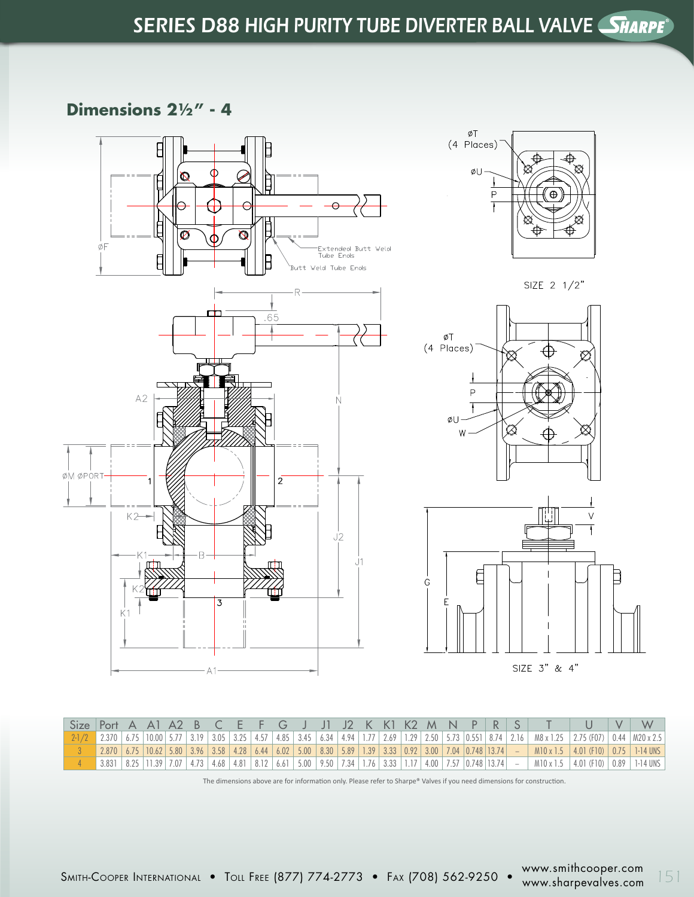# SERIES D88 HIGH PURITY TUBE DIVERTER BALL VALVE

## Dimensions 2½" - 4

Extended Butt Weld Tube Ends

Butt Weld Tube Ends

SIZE 2 1/2"

SIZE 3" & 4"

| Size | Port | A | A1 | A2 | B | C | E | F | G | J | J1 | J2 | K | K1 | K2 | M | N | P | R | S | T | U | V | W |
|---|---|---|---|---|---|---|---|---|---|---|---|---|---|---|---|---|---|---|---|---|---|---|---|---|
| 2-1/2 | 2.370 | 6.75 | 10.00 | 5.77 | 3.19 | 3.05 | 3.25 | 4.57 | 4.85 | 3.45 | 6.34 | 4.94 | 1.77 | 2.69 | 1.29 | 2.50 | 5.73 | 0.551 | 8.74 | 2.16 | M8 x 1.25 | 2.75 (F07) | 0.44 | M20 x 2.5 |
| 3 | 2.870 | 6.75 | 10.62 | 5.80 | 3.96 | 3.58 | 4.28 | 6.44 | 6.02 | 5.00 | 8.30 | 5.89 | 1.39 | 3.33 | 0.92 | 3.00 | 7.04 | 0.748 | 13.74 | – | M10 x 1.5 | 4.01 (F10) | 0.75 | 1-14 UNS |
| 4 | 3.831 | 8.25 | 11.39 | 7.07 | 4.73 | 4.68 | 4.81 | 8.12 | 6.61 | 5.00 | 9.50 | 7.34 | 1.76 | 3.33 | 1.17 | 4.00 | 7.57 | 0.748 | 13.74 | – | M10 x 1.5 | 4.01 (F10) | 0.89 | 1-14 UNS |

The dimensions above are for information only. Please refer to Sharpe® Valves if you need dimensions for construction.

SMITH-COOPER INTERNATIONAL • TOLL FREE (877) 774-2773 • FAX (708) 562-9250 • www.smithcooper.com www.sharpevalves.com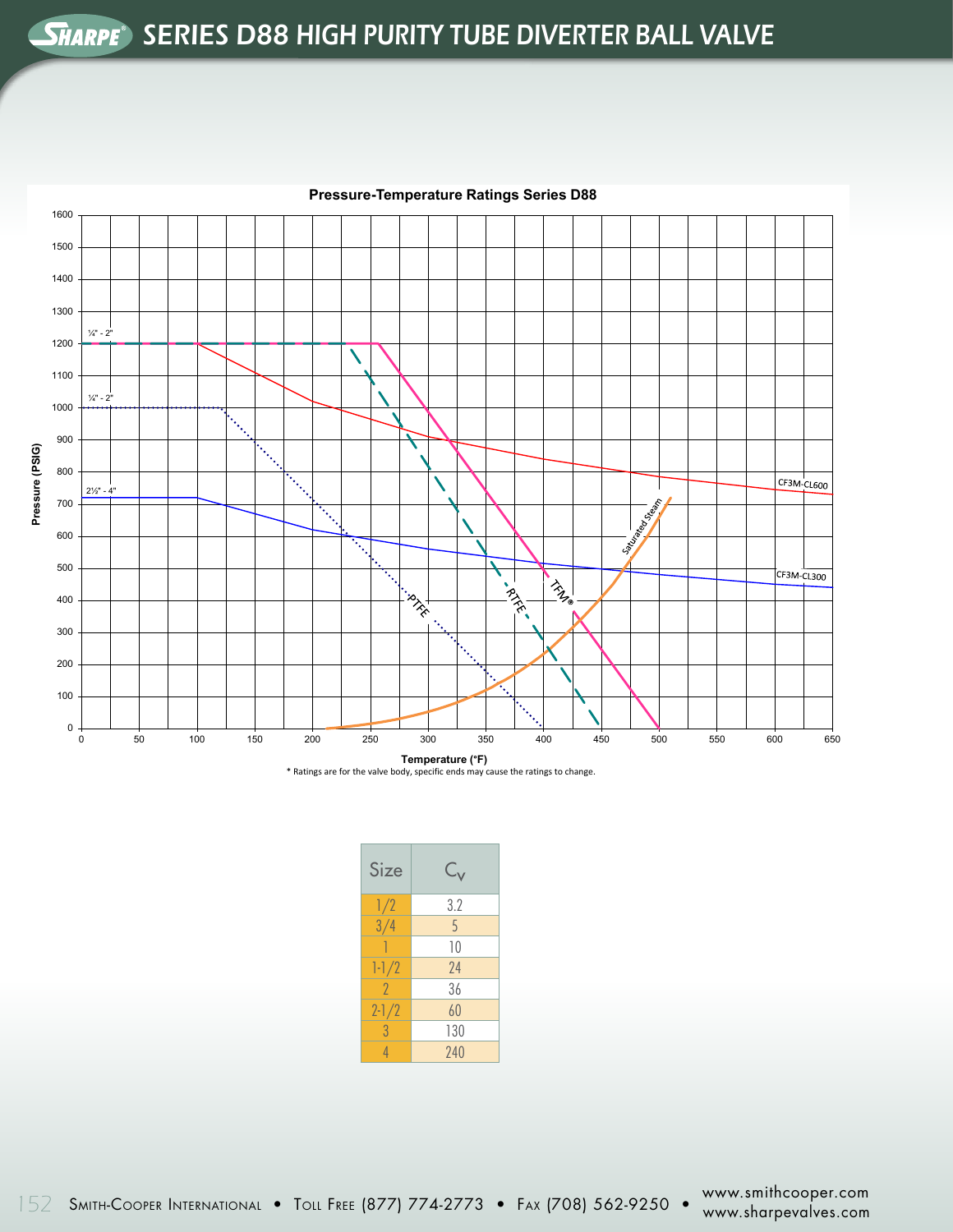# SERIES D88 HIGH PURITY TUBE DIVERTER BALL VALVE

**Pressure-Temperature Ratings Series D88**

Pressure (PSIG) vs. Temperature (°F)

Curves: ¼" - 2" (1200 PSIG), ¼" - 2" (1000 PSIG), 2½" - 4" (720 PSIG), CF3M-CL600, CF3M-CL300, PTFE, RTFE, TFM®, Saturated Steam

\* Ratings are for the valve body, specific ends may cause the ratings to change.

| Size | $C_v$ |
|---|---|
| 1/2 | 3.2 |
| 3/4 | 5 |
| 1 | 10 |
| 1-1/2 | 24 |
| 2 | 36 |
| 2-1/2 | 60 |
| 3 | 130 |
| 4 | 240 |

SMITH-COOPER INTERNATIONAL • TOLL FREE (877) 774-2773 • FAX (708) 562-9250 • www.smithcooper.com www.sharpevalves.com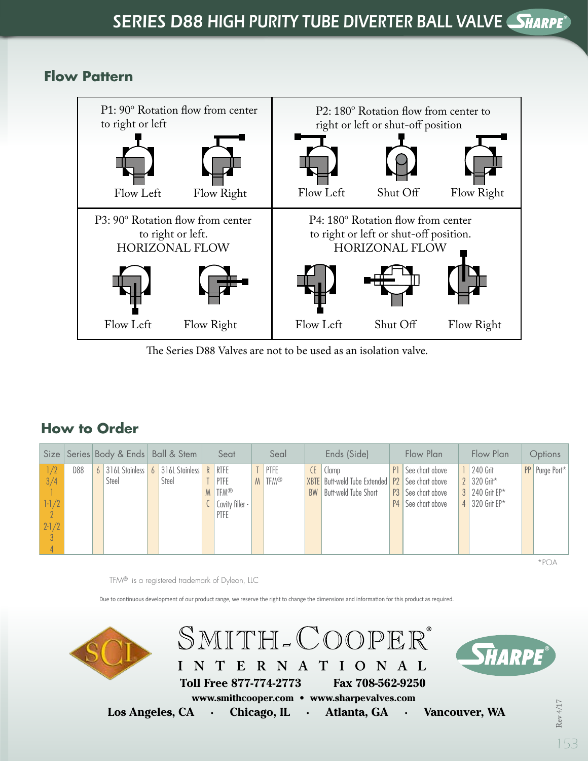## Flow Pattern

P1: 90º Rotation flow from center to right or left

Flow Left    Flow Right

P2: 180º Rotation flow from center to right or left or shut-off position

Flow Left    Shut Off    Flow Right

P3: 90º Rotation flow from center to right or left.
HORIZONAL FLOW

Flow Left    Flow Right

P4: 180º Rotation flow from center to right or left or shut-off position.
HORIZONAL FLOW

Flow Left    Shut Off    Flow Right

The Series D88 Valves are not to be used as an isolation valve.

## How to Order

| Size | Series | Body & Ends | | Ball & Stem | | Seat | | Seal | | Ends (Side) | | Flow Plan | | Flow Plan | | Options | |
|---|---|---|---|---|---|---|---|---|---|---|---|---|---|---|---|---|---|
| 1/2<br>3/4<br>1<br>1-1/2<br>2<br>2-1/2<br>3<br>4 | D88 | 6 | 316L Stainless Steel | 6 | 316L Stainless Steel | R<br>T<br>M<br>C | RTFE<br>PTFE<br>TFM®<br>Cavity filler - PTFE | T<br>M | PTFE<br>TFM® | CE<br>XBTE<br>BW | Clamp<br>Butt-weld Tube Extended<br>Butt-weld Tube Short | P1<br>P2<br>P3<br>P4 | See chart above<br>See chart above<br>See chart above<br>See chart above | 1<br>2<br>3<br>4 | 240 Grit<br>320 Grit*<br>240 Grit EP*<br>320 Grit EP* | PP | Purge Port* |

*POA

TFM® is a registered trademark of Dyleon, LLC

Due to continuous development of our product range, we reserve the right to change the dimensions and information for this product as required.

SMITH-COOPER® INTERNATIONAL

Toll Free 877-774-2773    Fax 708-562-9250

www.smithcooper.com • www.sharpevalves.com

Los Angeles, CA · Chicago, IL · Atlanta, GA · Vancouver, WA

Rev 4/17